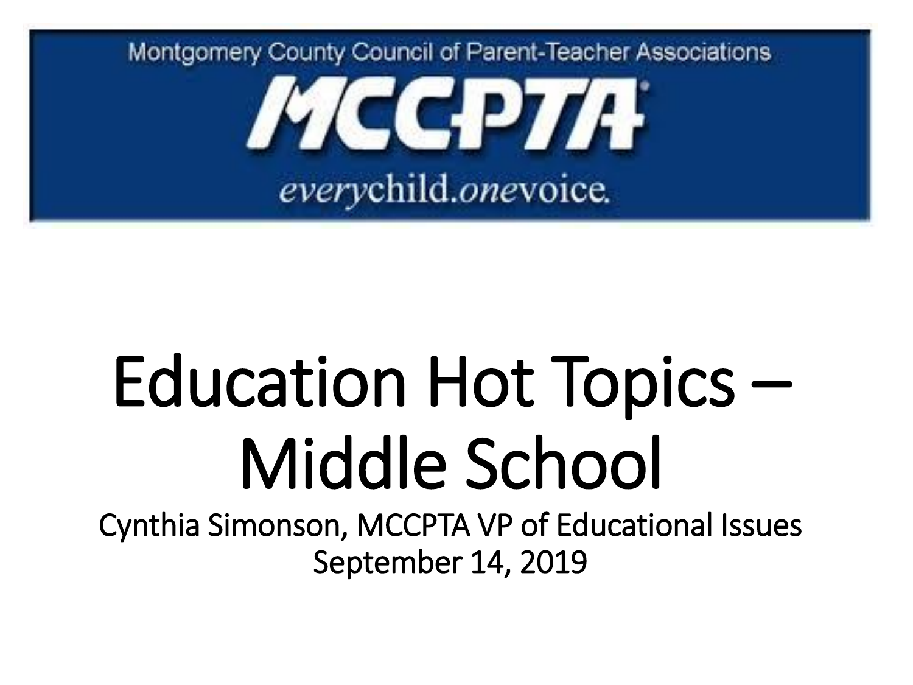Montgomery County Council of Parent-Teacher Associations

MCCPTA

*every*child.*one*voice.

# Education Hot Topics – Middle School

Cynthia Simonson, MCCPTA VP of Educational Issues

September 14, 2019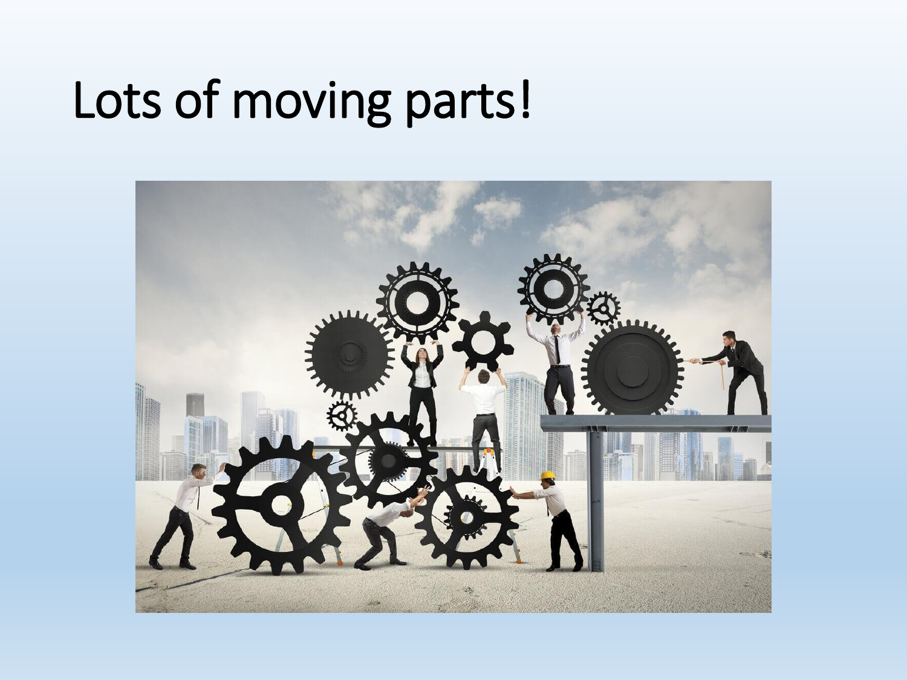# Lots of moving parts!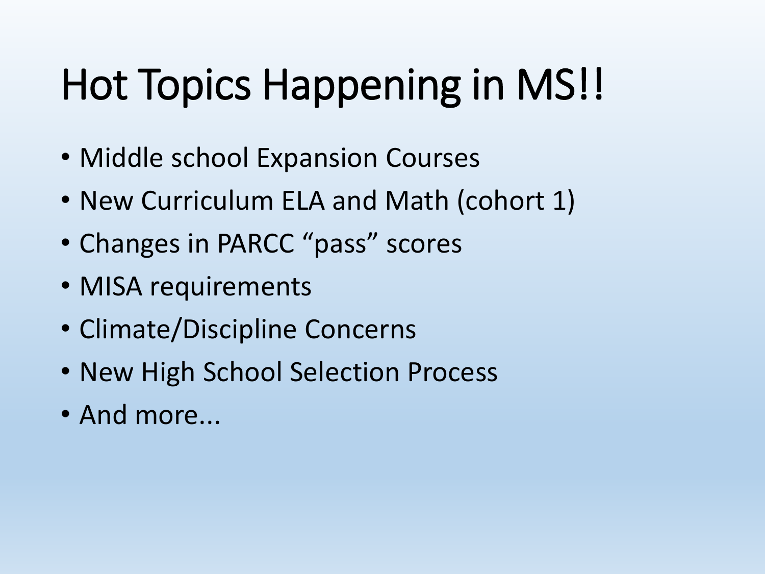# Hot Topics Happening in MS!!

- Middle school Expansion Courses
- New Curriculum ELA and Math (cohort 1)
- Changes in PARCC “pass” scores
- MISA requirements
- Climate/Discipline Concerns
- New High School Selection Process
- And more...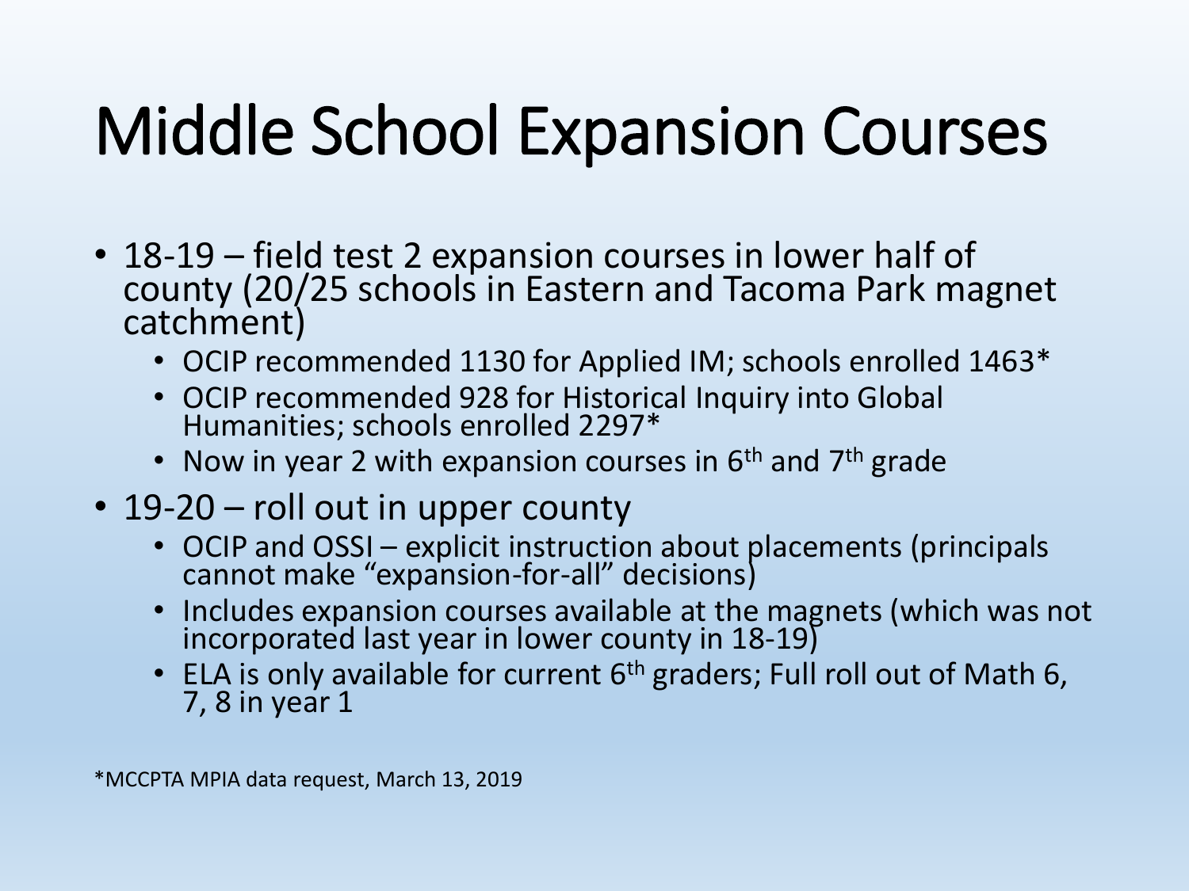# Middle School Expansion Courses

- 18-19 – field test 2 expansion courses in lower half of county (20/25 schools in Eastern and Tacoma Park magnet catchment)
  - OCIP recommended 1130 for Applied IM; schools enrolled 1463*
  - OCIP recommended 928 for Historical Inquiry into Global Humanities; schools enrolled 2297*
  - Now in year 2 with expansion courses in 6th and 7th grade
- 19-20 – roll out in upper county
  - OCIP and OSSI – explicit instruction about placements (principals cannot make "expansion-for-all" decisions)
  - Includes expansion courses available at the magnets (which was not incorporated last year in lower county in 18-19)
  - ELA is only available for current 6th graders; Full roll out of Math 6, 7, 8 in year 1

*MCCPTA MPIA data request, March 13, 2019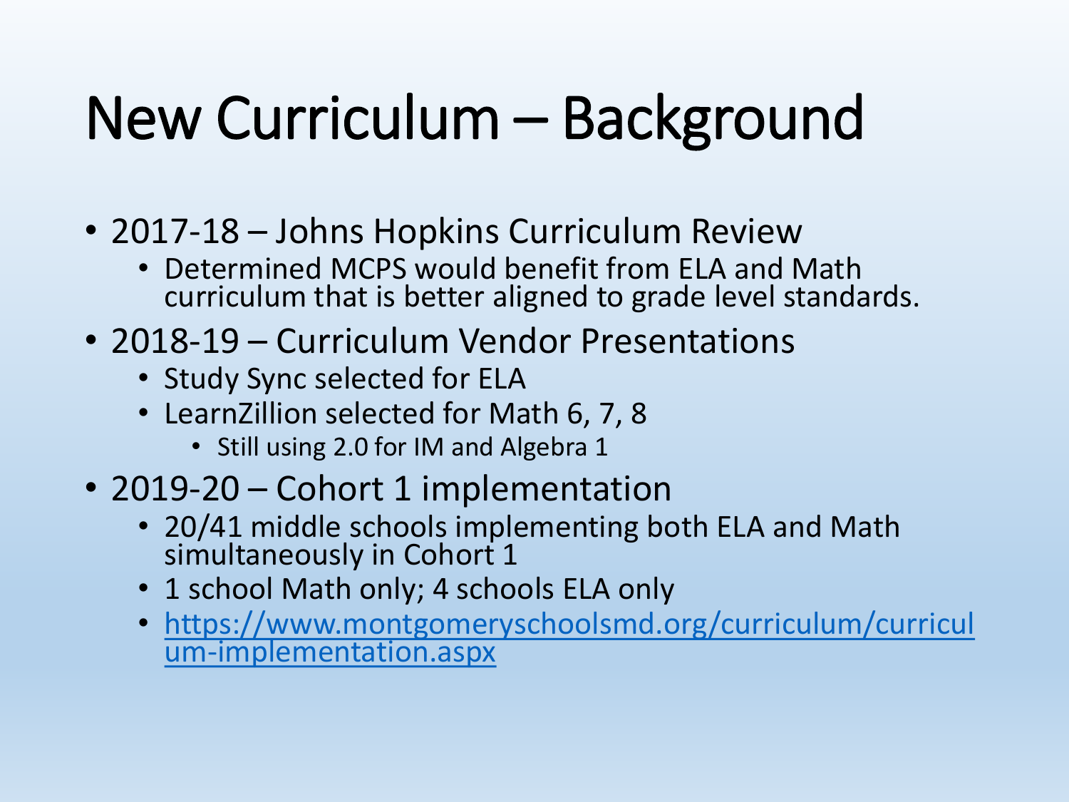# New Curriculum – Background

- 2017-18 – Johns Hopkins Curriculum Review
  - Determined MCPS would benefit from ELA and Math curriculum that is better aligned to grade level standards.
- 2018-19 – Curriculum Vendor Presentations
  - Study Sync selected for ELA
  - LearnZillion selected for Math 6, 7, 8
    - Still using 2.0 for IM and Algebra 1
- 2019-20 – Cohort 1 implementation
  - 20/41 middle schools implementing both ELA and Math simultaneously in Cohort 1
  - 1 school Math only; 4 schools ELA only
  - [https://www.montgomeryschoolsmd.org/curriculum/curriculum-implementation.aspx](https://www.montgomeryschoolsmd.org/curriculum/curriculum-implementation.aspx)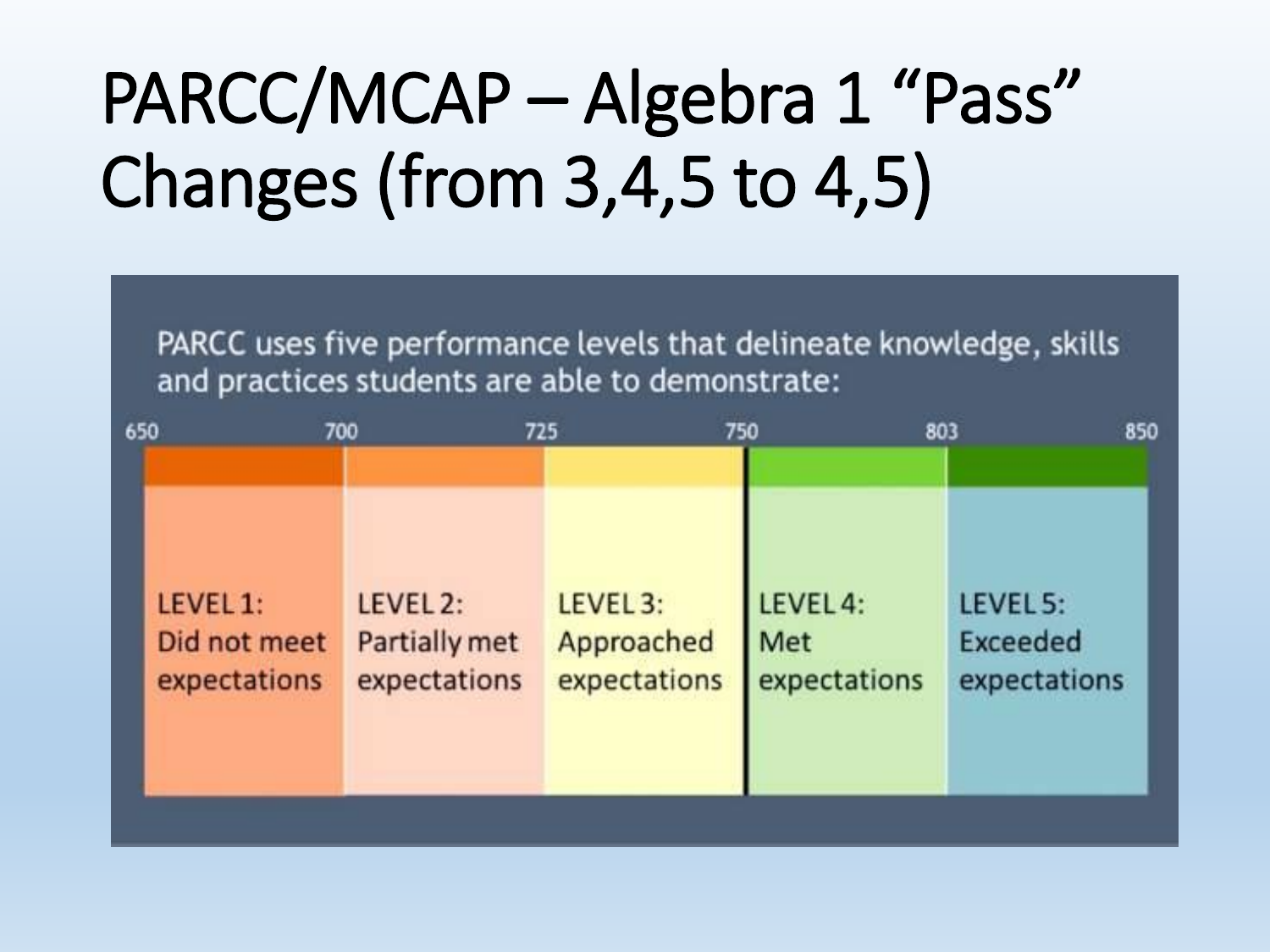# PARCC/MCAP – Algebra 1 “Pass” Changes (from 3,4,5 to 4,5)

PARCC uses five performance levels that delineate knowledge, skills and practices students are able to demonstrate:

| 650–700 | 700–725 | 725–750 | 750–803 | 803–850 |
|---|---|---|---|---|
| LEVEL 1: Did not meet expectations | LEVEL 2: Partially met expectations | LEVEL 3: Approached expectations | LEVEL 4: Met expectations | LEVEL 5: Exceeded expectations |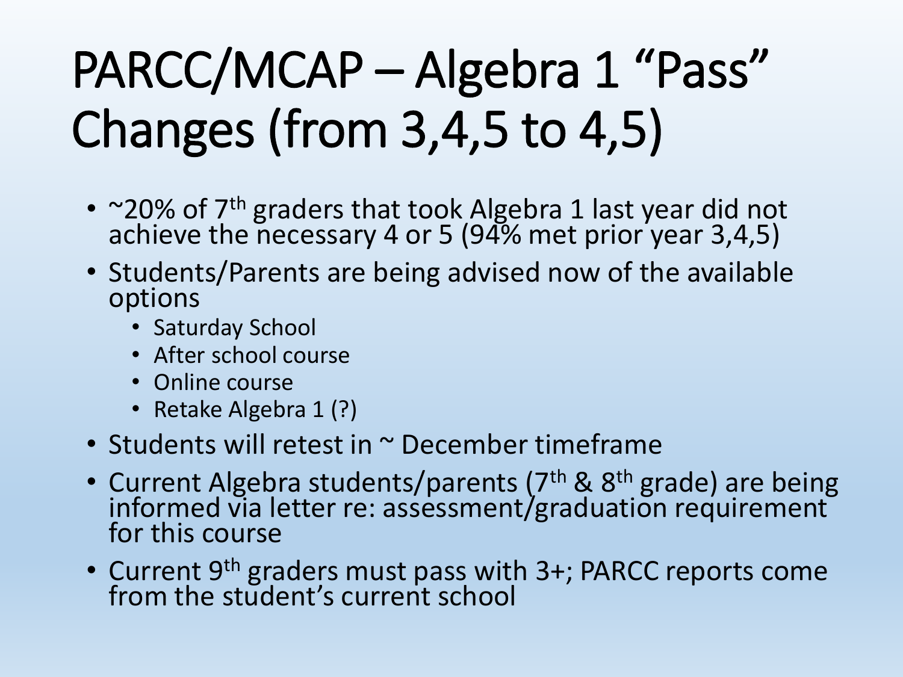# PARCC/MCAP – Algebra 1 "Pass" Changes (from 3,4,5 to 4,5)

- ~20% of 7th graders that took Algebra 1 last year did not achieve the necessary 4 or 5 (94% met prior year 3,4,5)
- Students/Parents are being advised now of the available options
  - Saturday School
  - After school course
  - Online course
  - Retake Algebra 1 (?)
- Students will retest in ~ December timeframe
- Current Algebra students/parents (7th & 8th grade) are being informed via letter re: assessment/graduation requirement for this course
- Current 9th graders must pass with 3+; PARCC reports come from the student's current school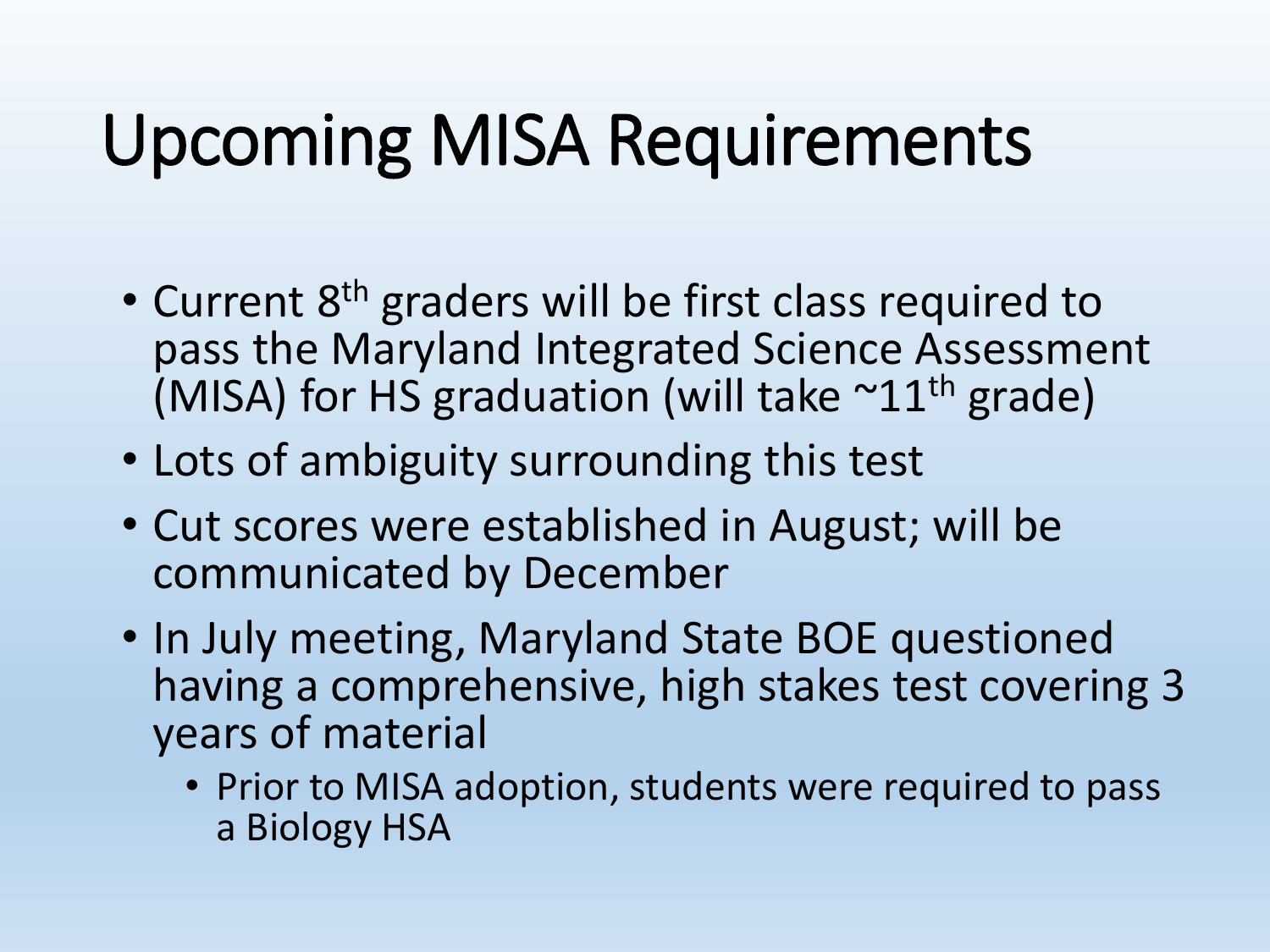# Upcoming MISA Requirements

- Current 8th graders will be first class required to pass the Maryland Integrated Science Assessment (MISA) for HS graduation (will take ~11th grade)
- Lots of ambiguity surrounding this test
- Cut scores were established in August; will be communicated by December
- In July meeting, Maryland State BOE questioned having a comprehensive, high stakes test covering 3 years of material
  - Prior to MISA adoption, students were required to pass a Biology HSA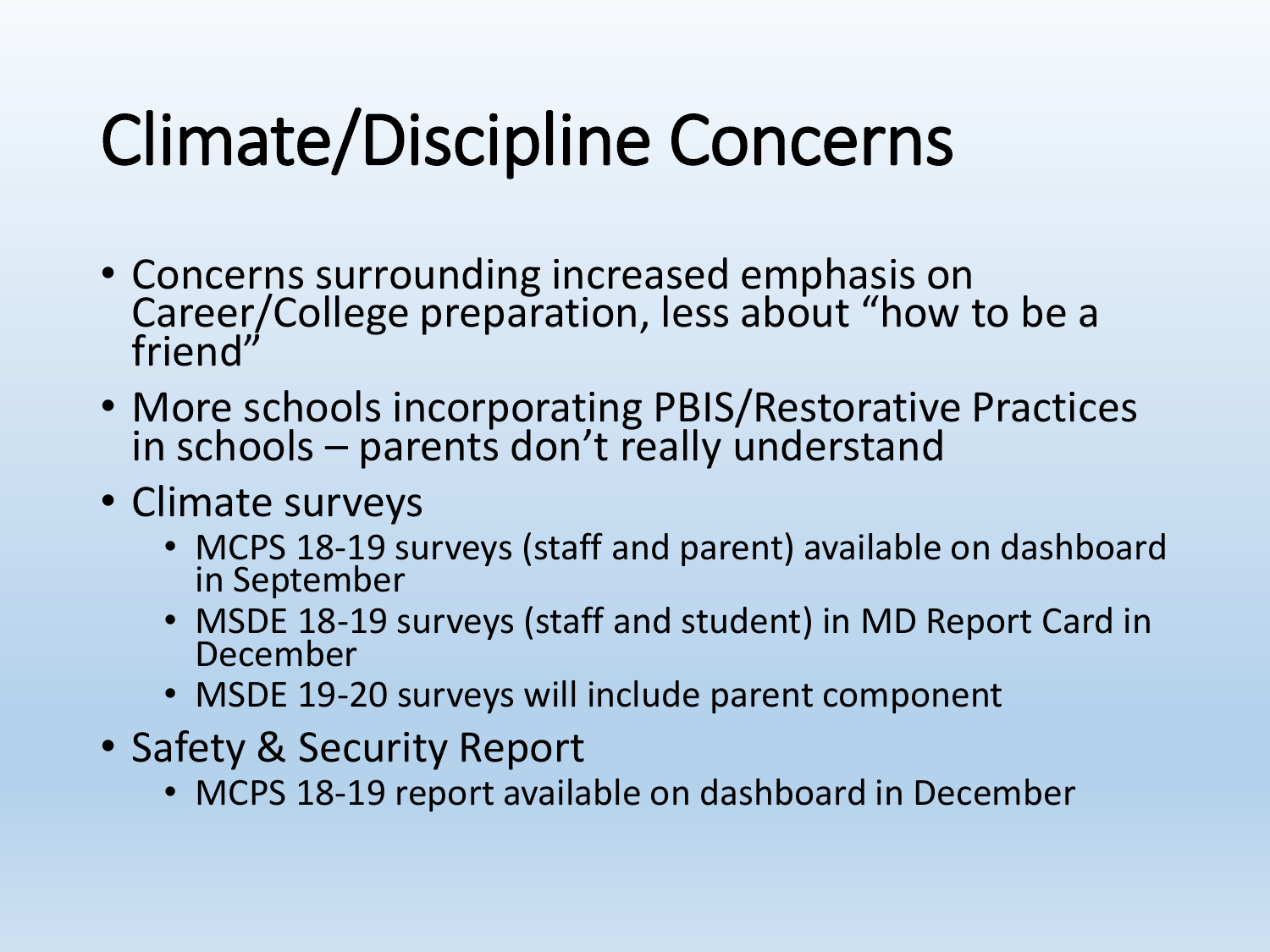# Climate/Discipline Concerns

- Concerns surrounding increased emphasis on Career/College preparation, less about "how to be a friend"
- More schools incorporating PBIS/Restorative Practices in schools – parents don't really understand
- Climate surveys
  - MCPS 18-19 surveys (staff and parent) available on dashboard in September
  - MSDE 18-19 surveys (staff and student) in MD Report Card in December
  - MSDE 19-20 surveys will include parent component
- Safety & Security Report
  - MCPS 18-19 report available on dashboard in December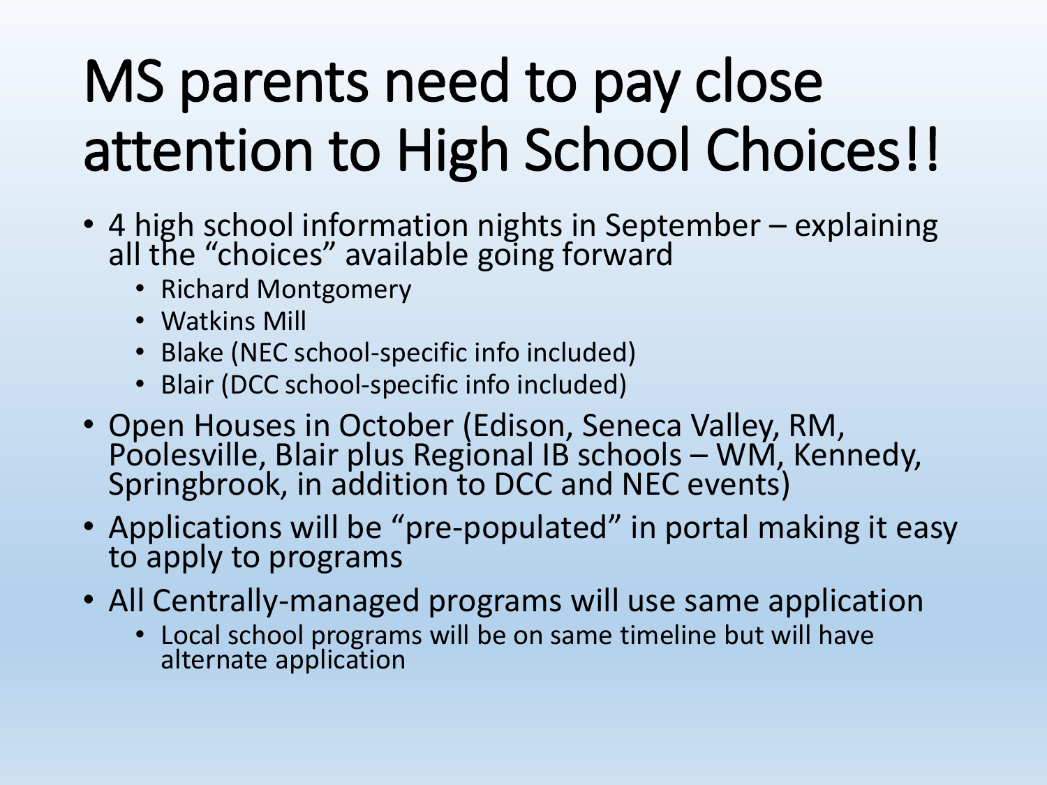# MS parents need to pay close attention to High School Choices!!

- 4 high school information nights in September – explaining all the "choices" available going forward
  - Richard Montgomery
  - Watkins Mill
  - Blake (NEC school-specific info included)
  - Blair (DCC school-specific info included)
- Open Houses in October (Edison, Seneca Valley, RM, Poolesville, Blair plus Regional IB schools – WM, Kennedy, Springbrook, in addition to DCC and NEC events)
- Applications will be "pre-populated" in portal making it easy to apply to programs
- All Centrally-managed programs will use same application
  - Local school programs will be on same timeline but will have alternate application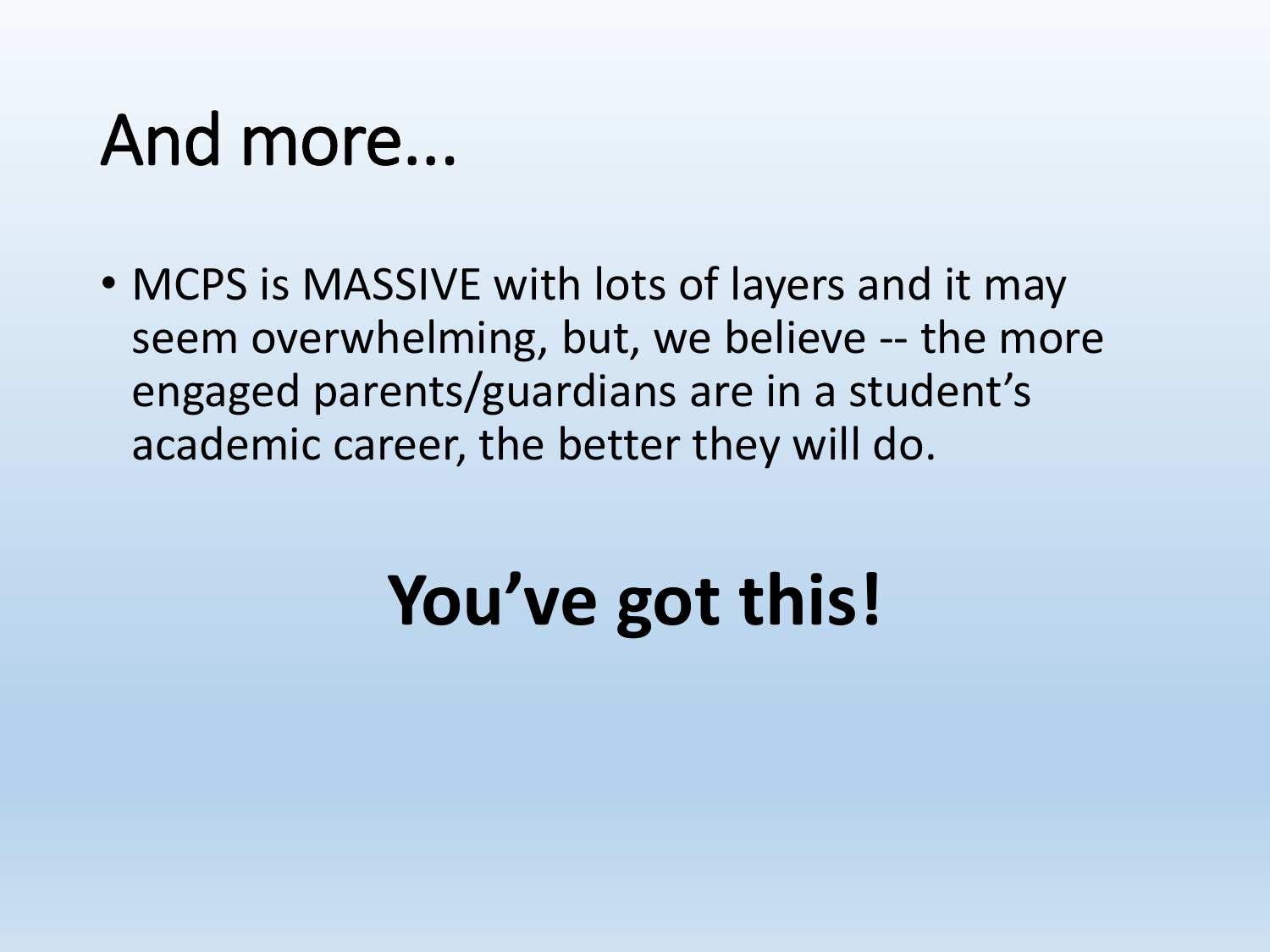# And more…

- MCPS is MASSIVE with lots of layers and it may seem overwhelming, but, we believe -- the more engaged parents/guardians are in a student's academic career, the better they will do.

**You've got this!**